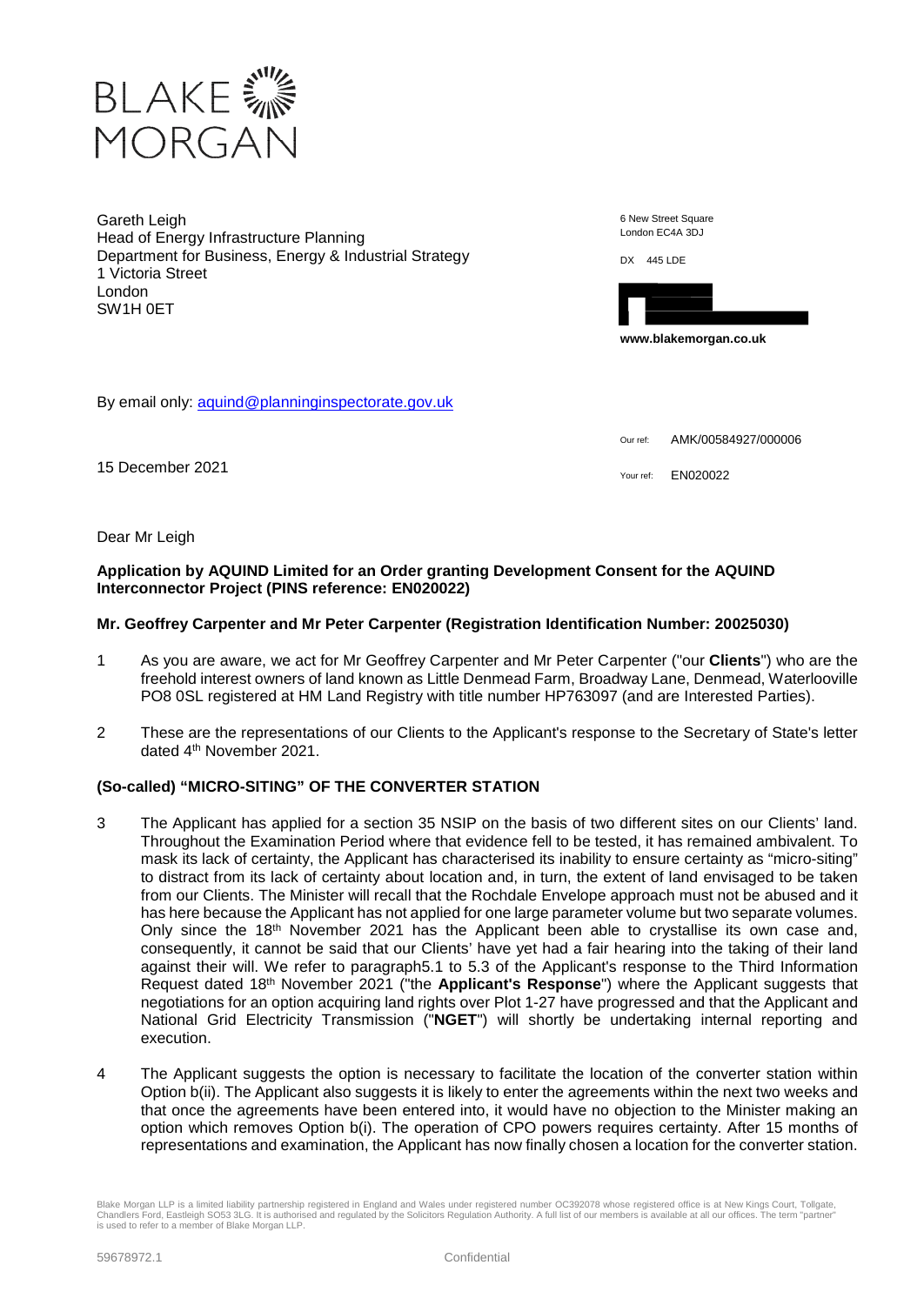BLAKE MORGAN

Gareth Leigh
Head of Energy Infrastructure Planning
Department for Business, Energy & Industrial Strategy
1 Victoria Street
London
SW1H 0ET

6 New Street Square
London EC4A 3DJ

DX 445 LDE

**www.blakemorgan.co.uk**

By email only: aquind@planninginspectorate.gov.uk

Our ref: AMK/00584927/000006

Your ref: EN020022

15 December 2021

Dear Mr Leigh

**Application by AQUIND Limited for an Order granting Development Consent for the AQUIND Interconnector Project (PINS reference: EN020022)**

**Mr. Geoffrey Carpenter and Mr Peter Carpenter (Registration Identification Number: 20025030)**

1 As you are aware, we act for Mr Geoffrey Carpenter and Mr Peter Carpenter ("our **Clients**") who are the freehold interest owners of land known as Little Denmead Farm, Broadway Lane, Denmead, Waterlooville PO8 0SL registered at HM Land Registry with title number HP763097 (and are Interested Parties).

2 These are the representations of our Clients to the Applicant's response to the Secretary of State's letter dated 4th November 2021.

**(So-called) "MICRO-SITING" OF THE CONVERTER STATION**

3 The Applicant has applied for a section 35 NSIP on the basis of two different sites on our Clients' land. Throughout the Examination Period where that evidence fell to be tested, it has remained ambivalent. To mask its lack of certainty, the Applicant has characterised its inability to ensure certainty as "micro-siting" to distract from its lack of certainty about location and, in turn, the extent of land envisaged to be taken from our Clients. The Minister will recall that the Rochdale Envelope approach must not be abused and it has here because the Applicant has not applied for one large parameter volume but two separate volumes. Only since the 18th November 2021 has the Applicant been able to crystallise its own case and, consequently, it cannot be said that our Clients' have yet had a fair hearing into the taking of their land against their will. We refer to paragraph5.1 to 5.3 of the Applicant's response to the Third Information Request dated 18th November 2021 ("the **Applicant's Response**") where the Applicant suggests that negotiations for an option acquiring land rights over Plot 1-27 have progressed and that the Applicant and National Grid Electricity Transmission ("**NGET**") will shortly be undertaking internal reporting and execution.

4 The Applicant suggests the option is necessary to facilitate the location of the converter station within Option b(ii). The Applicant also suggests it is likely to enter the agreements within the next two weeks and that once the agreements have been entered into, it would have no objection to the Minister making an option which removes Option b(i). The operation of CPO powers requires certainty. After 15 months of representations and examination, the Applicant has now finally chosen a location for the converter station.

Blake Morgan LLP is a limited liability partnership registered in England and Wales under registered number OC392078 whose registered office is at New Kings Court, Tollgate, Chandlers Ford, Eastleigh SO53 3LG. It is authorised and regulated by the Solicitors Regulation Authority. A full list of our members is available at all our offices. The term "partner" is used to refer to a member of Blake Morgan LLP.

59678972.1 Confidential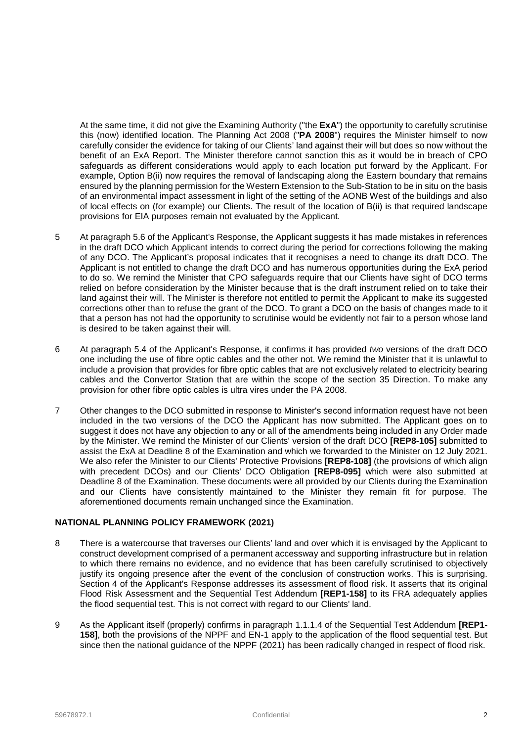At the same time, it did not give the Examining Authority ("the **ExA**") the opportunity to carefully scrutinise this (now) identified location. The Planning Act 2008 ("**PA 2008**") requires the Minister himself to now carefully consider the evidence for taking of our Clients' land against their will but does so now without the benefit of an ExA Report. The Minister therefore cannot sanction this as it would be in breach of CPO safeguards as different considerations would apply to each location put forward by the Applicant. For example, Option B(ii) now requires the removal of landscaping along the Eastern boundary that remains ensured by the planning permission for the Western Extension to the Sub-Station to be in situ on the basis of an environmental impact assessment in light of the setting of the AONB West of the buildings and also of local effects on (for example) our Clients. The result of the location of B(ii) is that required landscape provisions for EIA purposes remain not evaluated by the Applicant.

5 At paragraph 5.6 of the Applicant's Response, the Applicant suggests it has made mistakes in references in the draft DCO which Applicant intends to correct during the period for corrections following the making of any DCO. The Applicant's proposal indicates that it recognises a need to change its draft DCO. The Applicant is not entitled to change the draft DCO and has numerous opportunities during the ExA period to do so. We remind the Minister that CPO safeguards require that our Clients have sight of DCO terms relied on before consideration by the Minister because that is the draft instrument relied on to take their land against their will. The Minister is therefore not entitled to permit the Applicant to make its suggested corrections other than to refuse the grant of the DCO. To grant a DCO on the basis of changes made to it that a person has not had the opportunity to scrutinise would be evidently not fair to a person whose land is desired to be taken against their will.

6 At paragraph 5.4 of the Applicant's Response, it confirms it has provided *two* versions of the draft DCO one including the use of fibre optic cables and the other not. We remind the Minister that it is unlawful to include a provision that provides for fibre optic cables that are not exclusively related to electricity bearing cables and the Convertor Station that are within the scope of the section 35 Direction. To make any provision for other fibre optic cables is ultra vires under the PA 2008.

7 Other changes to the DCO submitted in response to Minister's second information request have not been included in the two versions of the DCO the Applicant has now submitted. The Applicant goes on to suggest it does not have any objection to any or all of the amendments being included in any Order made by the Minister. We remind the Minister of our Clients' version of the draft DCO **[REP8-105]** submitted to assist the ExA at Deadline 8 of the Examination and which we forwarded to the Minister on 12 July 2021. We also refer the Minister to our Clients' Protective Provisions **[REP8-108]** (the provisions of which align with precedent DCOs) and our Clients' DCO Obligation **[REP8-095]** which were also submitted at Deadline 8 of the Examination. These documents were all provided by our Clients during the Examination and our Clients have consistently maintained to the Minister they remain fit for purpose. The aforementioned documents remain unchanged since the Examination.

**NATIONAL PLANNING POLICY FRAMEWORK (2021)**

8 There is a watercourse that traverses our Clients' land and over which it is envisaged by the Applicant to construct development comprised of a permanent accessway and supporting infrastructure but in relation to which there remains no evidence, and no evidence that has been carefully scrutinised to objectively justify its ongoing presence after the event of the conclusion of construction works. This is surprising. Section 4 of the Applicant's Response addresses its assessment of flood risk. It asserts that its original Flood Risk Assessment and the Sequential Test Addendum **[REP1-158]** to its FRA adequately applies the flood sequential test. This is not correct with regard to our Clients' land.

9 As the Applicant itself (properly) confirms in paragraph 1.1.1.4 of the Sequential Test Addendum **[REP1-158]**, both the provisions of the NPPF and EN-1 apply to the application of the flood sequential test. But since then the national guidance of the NPPF (2021) has been radically changed in respect of flood risk.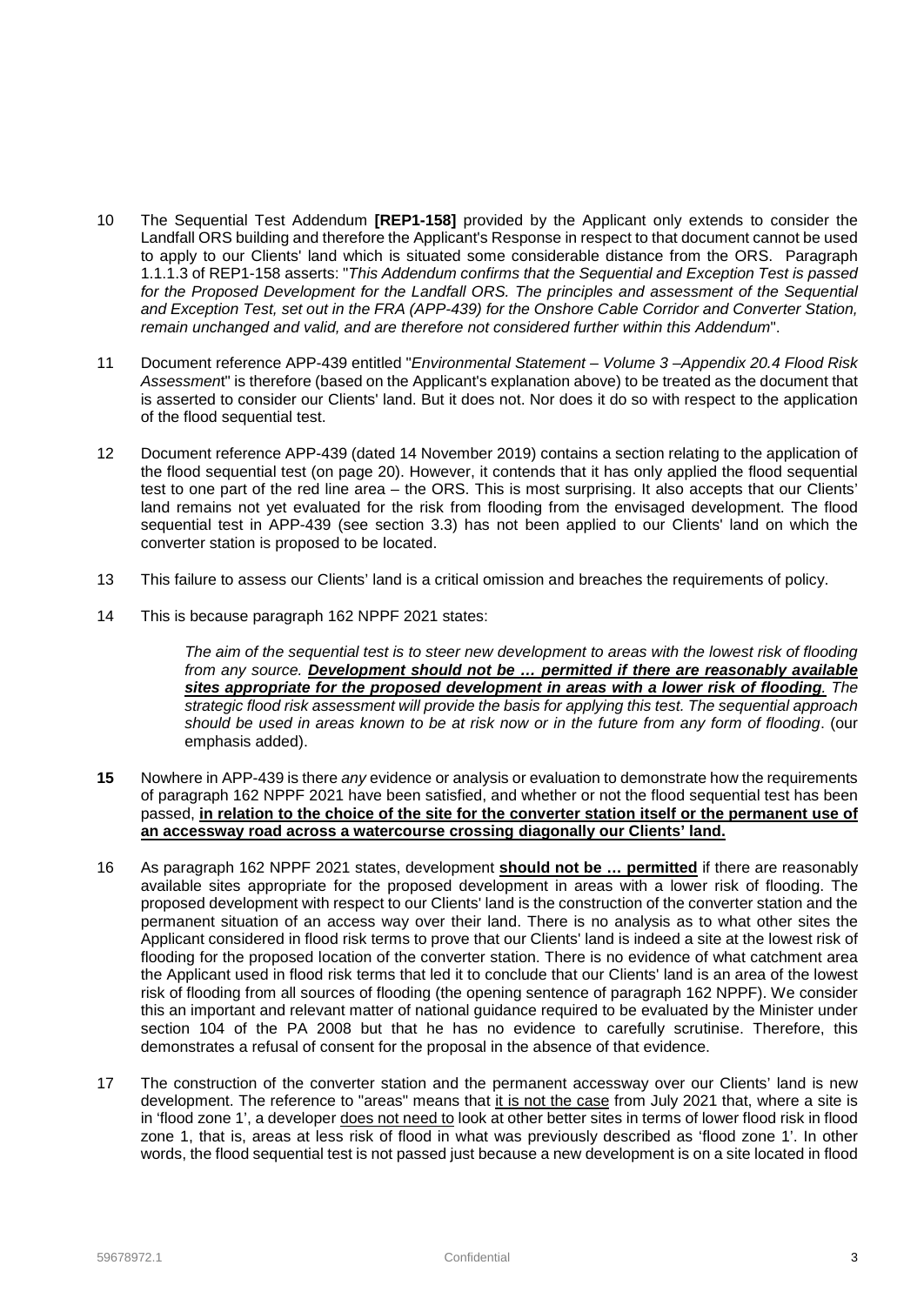10 The Sequential Test Addendum **[REP1-158]** provided by the Applicant only extends to consider the Landfall ORS building and therefore the Applicant's Response in respect to that document cannot be used to apply to our Clients' land which is situated some considerable distance from the ORS. Paragraph 1.1.1.3 of REP1-158 asserts: "*This Addendum confirms that the Sequential and Exception Test is passed for the Proposed Development for the Landfall ORS. The principles and assessment of the Sequential and Exception Test, set out in the FRA (APP-439) for the Onshore Cable Corridor and Converter Station, remain unchanged and valid, and are therefore not considered further within this Addendum*".

11 Document reference APP-439 entitled "*Environmental Statement – Volume 3 –Appendix 20.4 Flood Risk Assessment*" is therefore (based on the Applicant's explanation above) to be treated as the document that is asserted to consider our Clients' land. But it does not. Nor does it do so with respect to the application of the flood sequential test.

12 Document reference APP-439 (dated 14 November 2019) contains a section relating to the application of the flood sequential test (on page 20). However, it contends that it has only applied the flood sequential test to one part of the red line area – the ORS. This is most surprising. It also accepts that our Clients' land remains not yet evaluated for the risk from flooding from the envisaged development. The flood sequential test in APP-439 (see section 3.3) has not been applied to our Clients' land on which the converter station is proposed to be located.

13 This failure to assess our Clients' land is a critical omission and breaches the requirements of policy.

14 This is because paragraph 162 NPPF 2021 states:

> *The aim of the sequential test is to steer new development to areas with the lowest risk of flooding from any source.* ***<u>Development should not be … permitted if there are reasonably available sites appropriate for the proposed development in areas with a lower risk of flooding</u>****. The strategic flood risk assessment will provide the basis for applying this test. The sequential approach should be used in areas known to be at risk now or in the future from any form of flooding*. (our emphasis added).

**15** Nowhere in APP-439 is there *any* evidence or analysis or evaluation to demonstrate how the requirements of paragraph 162 NPPF 2021 have been satisfied, and whether or not the flood sequential test has been passed, **<u>in relation to the choice of the site for the converter station itself or the permanent use of an accessway road across a watercourse crossing diagonally our Clients' land.</u>**

16 As paragraph 162 NPPF 2021 states, development **<u>should not be … permitted</u>** if there are reasonably available sites appropriate for the proposed development in areas with a lower risk of flooding. The proposed development with respect to our Clients' land is the construction of the converter station and the permanent situation of an access way over their land. There is no analysis as to what other sites the Applicant considered in flood risk terms to prove that our Clients' land is indeed a site at the lowest risk of flooding for the proposed location of the converter station. There is no evidence of what catchment area the Applicant used in flood risk terms that led it to conclude that our Clients' land is an area of the lowest risk of flooding from all sources of flooding (the opening sentence of paragraph 162 NPPF). We consider this an important and relevant matter of national guidance required to be evaluated by the Minister under section 104 of the PA 2008 but that he has no evidence to carefully scrutinise. Therefore, this demonstrates a refusal of consent for the proposal in the absence of that evidence.

17 The construction of the converter station and the permanent accessway over our Clients' land is new development. The reference to "areas" means that <u>it is not the case</u> from July 2021 that, where a site is in 'flood zone 1', a developer <u>does not need to</u> look at other better sites in terms of lower flood risk in flood zone 1, that is, areas at less risk of flood in what was previously described as 'flood zone 1'. In other words, the flood sequential test is not passed just because a new development is on a site located in flood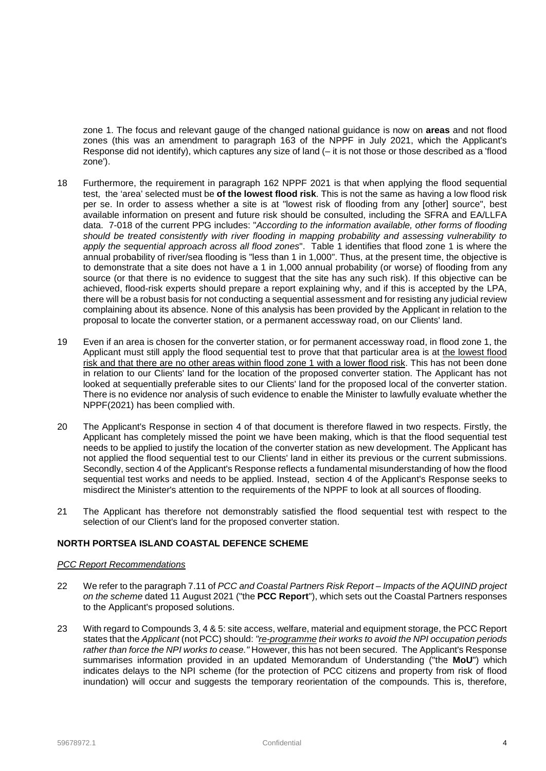zone 1. The focus and relevant gauge of the changed national guidance is now on **areas** and not flood zones (this was an amendment to paragraph 163 of the NPPF in July 2021, which the Applicant's Response did not identify), which captures any size of land (– it is not those or those described as a 'flood zone').

18 Furthermore, the requirement in paragraph 162 NPPF 2021 is that when applying the flood sequential test, the 'area' selected must be **of the lowest flood risk**. This is not the same as having a low flood risk per se. In order to assess whether a site is at "lowest risk of flooding from any [other] source", best available information on present and future risk should be consulted, including the SFRA and EA/LLFA data. 7-018 of the current PPG includes: "*According to the information available, other forms of flooding should be treated consistently with river flooding in mapping probability and assessing vulnerability to apply the sequential approach across all flood zones*". Table 1 identifies that flood zone 1 is where the annual probability of river/sea flooding is "less than 1 in 1,000". Thus, at the present time, the objective is to demonstrate that a site does not have a 1 in 1,000 annual probability (or worse) of flooding from any source (or that there is no evidence to suggest that the site has any such risk). If this objective can be achieved, flood-risk experts should prepare a report explaining why, and if this is accepted by the LPA, there will be a robust basis for not conducting a sequential assessment and for resisting any judicial review complaining about its absence. None of this analysis has been provided by the Applicant in relation to the proposal to locate the converter station, or a permanent accessway road, on our Clients' land.

19 Even if an area is chosen for the converter station, or for permanent accessway road, in flood zone 1, the Applicant must still apply the flood sequential test to prove that that particular area is at the lowest flood risk and that there are no other areas within flood zone 1 with a lower flood risk. This has not been done in relation to our Clients' land for the location of the proposed converter station. The Applicant has not looked at sequentially preferable sites to our Clients' land for the proposed local of the converter station. There is no evidence nor analysis of such evidence to enable the Minister to lawfully evaluate whether the NPPF(2021) has been complied with.

20 The Applicant's Response in section 4 of that document is therefore flawed in two respects. Firstly, the Applicant has completely missed the point we have been making, which is that the flood sequential test needs to be applied to justify the location of the converter station as new development. The Applicant has not applied the flood sequential test to our Clients' land in either its previous or the current submissions. Secondly, section 4 of the Applicant's Response reflects a fundamental misunderstanding of how the flood sequential test works and needs to be applied. Instead, section 4 of the Applicant's Response seeks to misdirect the Minister's attention to the requirements of the NPPF to look at all sources of flooding.

21 The Applicant has therefore not demonstrably satisfied the flood sequential test with respect to the selection of our Client's land for the proposed converter station.

## NORTH PORTSEA ISLAND COASTAL DEFENCE SCHEME

*PCC Report Recommendations*

22 We refer to the paragraph 7.11 of *PCC and Coastal Partners Risk Report – Impacts of the AQUIND project on the scheme* dated 11 August 2021 ("the **PCC Report**"), which sets out the Coastal Partners responses to the Applicant's proposed solutions.

23 With regard to Compounds 3, 4 & 5: site access, welfare, material and equipment storage, the PCC Report states that the *Applicant* (not PCC) should: *"re-programme their works to avoid the NPI occupation periods rather than force the NPI works to cease."* However, this has not been secured. The Applicant's Response summarises information provided in an updated Memorandum of Understanding ("the **MoU**") which indicates delays to the NPI scheme (for the protection of PCC citizens and property from risk of flood inundation) will occur and suggests the temporary reorientation of the compounds. This is, therefore,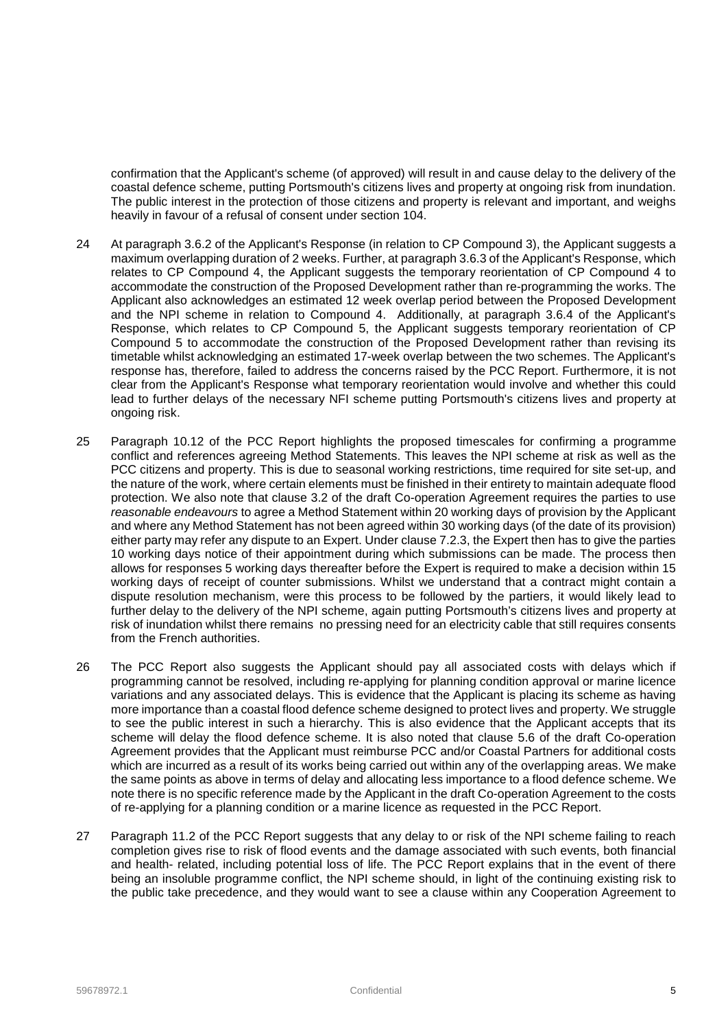confirmation that the Applicant's scheme (of approved) will result in and cause delay to the delivery of the coastal defence scheme, putting Portsmouth's citizens lives and property at ongoing risk from inundation. The public interest in the protection of those citizens and property is relevant and important, and weighs heavily in favour of a refusal of consent under section 104.

24 At paragraph 3.6.2 of the Applicant's Response (in relation to CP Compound 3), the Applicant suggests a maximum overlapping duration of 2 weeks. Further, at paragraph 3.6.3 of the Applicant's Response, which relates to CP Compound 4, the Applicant suggests the temporary reorientation of CP Compound 4 to accommodate the construction of the Proposed Development rather than re-programming the works. The Applicant also acknowledges an estimated 12 week overlap period between the Proposed Development and the NPI scheme in relation to Compound 4. Additionally, at paragraph 3.6.4 of the Applicant's Response, which relates to CP Compound 5, the Applicant suggests temporary reorientation of CP Compound 5 to accommodate the construction of the Proposed Development rather than revising its timetable whilst acknowledging an estimated 17-week overlap between the two schemes. The Applicant's response has, therefore, failed to address the concerns raised by the PCC Report. Furthermore, it is not clear from the Applicant's Response what temporary reorientation would involve and whether this could lead to further delays of the necessary NFI scheme putting Portsmouth's citizens lives and property at ongoing risk.

25 Paragraph 10.12 of the PCC Report highlights the proposed timescales for confirming a programme conflict and references agreeing Method Statements. This leaves the NPI scheme at risk as well as the PCC citizens and property. This is due to seasonal working restrictions, time required for site set-up, and the nature of the work, where certain elements must be finished in their entirety to maintain adequate flood protection. We also note that clause 3.2 of the draft Co-operation Agreement requires the parties to use *reasonable endeavours* to agree a Method Statement within 20 working days of provision by the Applicant and where any Method Statement has not been agreed within 30 working days (of the date of its provision) either party may refer any dispute to an Expert. Under clause 7.2.3, the Expert then has to give the parties 10 working days notice of their appointment during which submissions can be made. The process then allows for responses 5 working days thereafter before the Expert is required to make a decision within 15 working days of receipt of counter submissions. Whilst we understand that a contract might contain a dispute resolution mechanism, were this process to be followed by the partiers, it would likely lead to further delay to the delivery of the NPI scheme, again putting Portsmouth's citizens lives and property at risk of inundation whilst there remains no pressing need for an electricity cable that still requires consents from the French authorities.

26 The PCC Report also suggests the Applicant should pay all associated costs with delays which if programming cannot be resolved, including re-applying for planning condition approval or marine licence variations and any associated delays. This is evidence that the Applicant is placing its scheme as having more importance than a coastal flood defence scheme designed to protect lives and property. We struggle to see the public interest in such a hierarchy. This is also evidence that the Applicant accepts that its scheme will delay the flood defence scheme. It is also noted that clause 5.6 of the draft Co-operation Agreement provides that the Applicant must reimburse PCC and/or Coastal Partners for additional costs which are incurred as a result of its works being carried out within any of the overlapping areas. We make the same points as above in terms of delay and allocating less importance to a flood defence scheme. We note there is no specific reference made by the Applicant in the draft Co-operation Agreement to the costs of re-applying for a planning condition or a marine licence as requested in the PCC Report.

27 Paragraph 11.2 of the PCC Report suggests that any delay to or risk of the NPI scheme failing to reach completion gives rise to risk of flood events and the damage associated with such events, both financial and health- related, including potential loss of life. The PCC Report explains that in the event of there being an insoluble programme conflict, the NPI scheme should, in light of the continuing existing risk to the public take precedence, and they would want to see a clause within any Cooperation Agreement to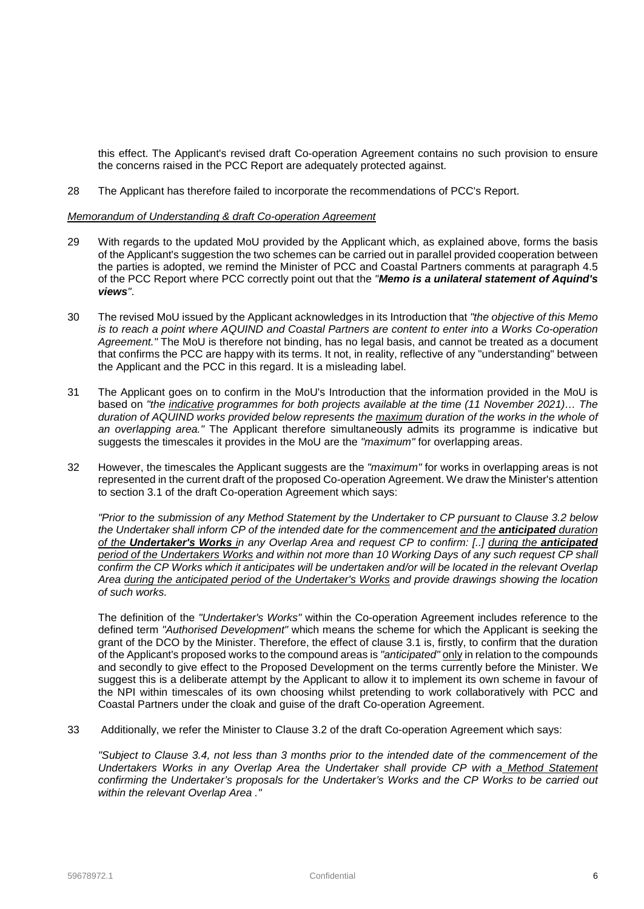this effect. The Applicant's revised draft Co-operation Agreement contains no such provision to ensure the concerns raised in the PCC Report are adequately protected against.

28 The Applicant has therefore failed to incorporate the recommendations of PCC's Report.

<u>*Memorandum of Understanding & draft Co-operation Agreement*</u>

29 With regards to the updated MoU provided by the Applicant which, as explained above, forms the basis of the Applicant's suggestion the two schemes can be carried out in parallel provided cooperation between the parties is adopted, we remind the Minister of PCC and Coastal Partners comments at paragraph 4.5 of the PCC Report where PCC correctly point out that the *"**Memo is a unilateral statement of Aquind's views**"*.

30 The revised MoU issued by the Applicant acknowledges in its Introduction that *"the objective of this Memo is to reach a point where AQUIND and Coastal Partners are content to enter into a Works Co-operation Agreement."* The MoU is therefore not binding, has no legal basis, and cannot be treated as a document that confirms the PCC are happy with its terms. It not, in reality, reflective of any "understanding" between the Applicant and the PCC in this regard. It is a misleading label.

31 The Applicant goes on to confirm in the MoU's Introduction that the information provided in the MoU is based on *"the <u>indicative</u> programmes for both projects available at the time (11 November 2021)… The duration of AQUIND works provided below represents the <u>maximum</u> duration of the works in the whole of an overlapping area."* The Applicant therefore simultaneously admits its programme is indicative but suggests the timescales it provides in the MoU are the *"maximum"* for overlapping areas.

32 However, the timescales the Applicant suggests are the *"maximum"* for works in overlapping areas is not represented in the current draft of the proposed Co-operation Agreement. We draw the Minister's attention to section 3.1 of the draft Co-operation Agreement which says:

*"Prior to the submission of any Method Statement by the Undertaker to CP pursuant to Clause 3.2 below the Undertaker shall inform CP of the intended date for the commencement <u>and the **anticipated** duration of the **Undertaker's Works**</u> in any Overlap Area and request CP to confirm: [..] <u>during the **anticipated** period of the Undertakers Works</u> and within not more than 10 Working Days of any such request CP shall confirm the CP Works which it anticipates will be undertaken and/or will be located in the relevant Overlap Area <u>during the anticipated period of the Undertaker's Works</u> and provide drawings showing the location of such works.*

The definition of the *"Undertaker's Works"* within the Co-operation Agreement includes reference to the defined term *"Authorised Development"* which means the scheme for which the Applicant is seeking the grant of the DCO by the Minister. Therefore, the effect of clause 3.1 is, firstly, to confirm that the duration of the Applicant's proposed works to the compound areas is *"anticipated"* <u>only</u> in relation to the compounds and secondly to give effect to the Proposed Development on the terms currently before the Minister. We suggest this is a deliberate attempt by the Applicant to allow it to implement its own scheme in favour of the NPI within timescales of its own choosing whilst pretending to work collaboratively with PCC and Coastal Partners under the cloak and guise of the draft Co-operation Agreement.

33 Additionally, we refer the Minister to Clause 3.2 of the draft Co-operation Agreement which says:

*"Subject to Clause 3.4, not less than 3 months prior to the intended date of the commencement of the Undertakers Works in any Overlap Area the Undertaker shall provide CP with a <u>Method Statement</u> confirming the Undertaker's proposals for the Undertaker's Works and the CP Works to be carried out within the relevant Overlap Area ."*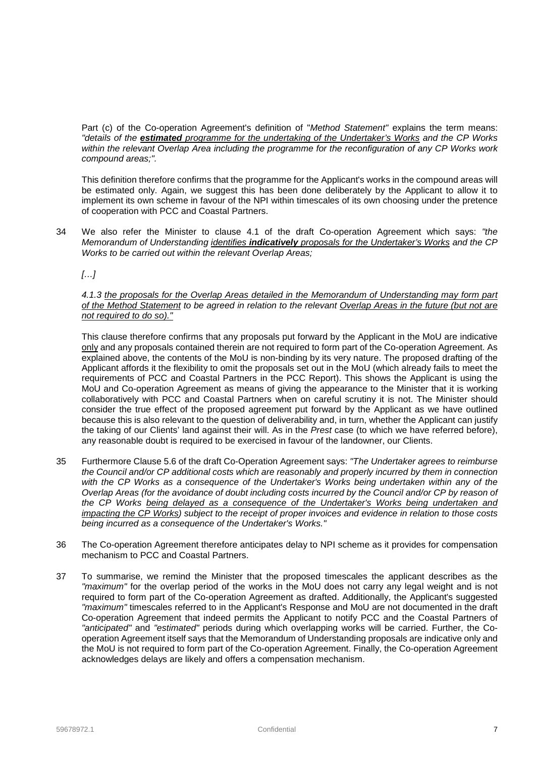Part (c) of the Co-operation Agreement's definition of "*Method Statement*" explains the term means: *"details of the **estimated** programme for the undertaking of the Undertaker's Works and the CP Works within the relevant Overlap Area including the programme for the reconfiguration of any CP Works work compound areas;".*

This definition therefore confirms that the programme for the Applicant's works in the compound areas will be estimated only. Again, we suggest this has been done deliberately by the Applicant to allow it to implement its own scheme in favour of the NPI within timescales of its own choosing under the pretence of cooperation with PCC and Coastal Partners.

34 We also refer the Minister to clause 4.1 of the draft Co-operation Agreement which says: *"the Memorandum of Understanding identifies **indicatively** proposals for the Undertaker's Works and the CP Works to be carried out within the relevant Overlap Areas;*

*[…]*

*4.1.3 the proposals for the Overlap Areas detailed in the Memorandum of Understanding may form part of the Method Statement to be agreed in relation to the relevant Overlap Areas in the future (but not are not required to do so)."*

This clause therefore confirms that any proposals put forward by the Applicant in the MoU are indicative only and any proposals contained therein are not required to form part of the Co-operation Agreement. As explained above, the contents of the MoU is non-binding by its very nature. The proposed drafting of the Applicant affords it the flexibility to omit the proposals set out in the MoU (which already fails to meet the requirements of PCC and Coastal Partners in the PCC Report). This shows the Applicant is using the MoU and Co-operation Agreement as means of giving the appearance to the Minister that it is working collaboratively with PCC and Coastal Partners when on careful scrutiny it is not. The Minister should consider the true effect of the proposed agreement put forward by the Applicant as we have outlined because this is also relevant to the question of deliverability and, in turn, whether the Applicant can justify the taking of our Clients' land against their will. As in the *Prest* case (to which we have referred before), any reasonable doubt is required to be exercised in favour of the landowner, our Clients.

35 Furthermore Clause 5.6 of the draft Co-Operation Agreement says: *"The Undertaker agrees to reimburse the Council and/or CP additional costs which are reasonably and properly incurred by them in connection with the CP Works as a consequence of the Undertaker's Works being undertaken within any of the Overlap Areas (for the avoidance of doubt including costs incurred by the Council and/or CP by reason of the CP Works being delayed as a consequence of the Undertaker's Works being undertaken and impacting the CP Works) subject to the receipt of proper invoices and evidence in relation to those costs being incurred as a consequence of the Undertaker's Works."*

36 The Co-operation Agreement therefore anticipates delay to NPI scheme as it provides for compensation mechanism to PCC and Coastal Partners.

37 To summarise, we remind the Minister that the proposed timescales the applicant describes as the *"maximum"* for the overlap period of the works in the MoU does not carry any legal weight and is not required to form part of the Co-operation Agreement as drafted. Additionally, the Applicant's suggested *"maximum"* timescales referred to in the Applicant's Response and MoU are not documented in the draft Co-operation Agreement that indeed permits the Applicant to notify PCC and the Coastal Partners of *"anticipated"* and *"estimated"* periods during which overlapping works will be carried. Further, the Co-operation Agreement itself says that the Memorandum of Understanding proposals are indicative only and the MoU is not required to form part of the Co-operation Agreement. Finally, the Co-operation Agreement acknowledges delays are likely and offers a compensation mechanism.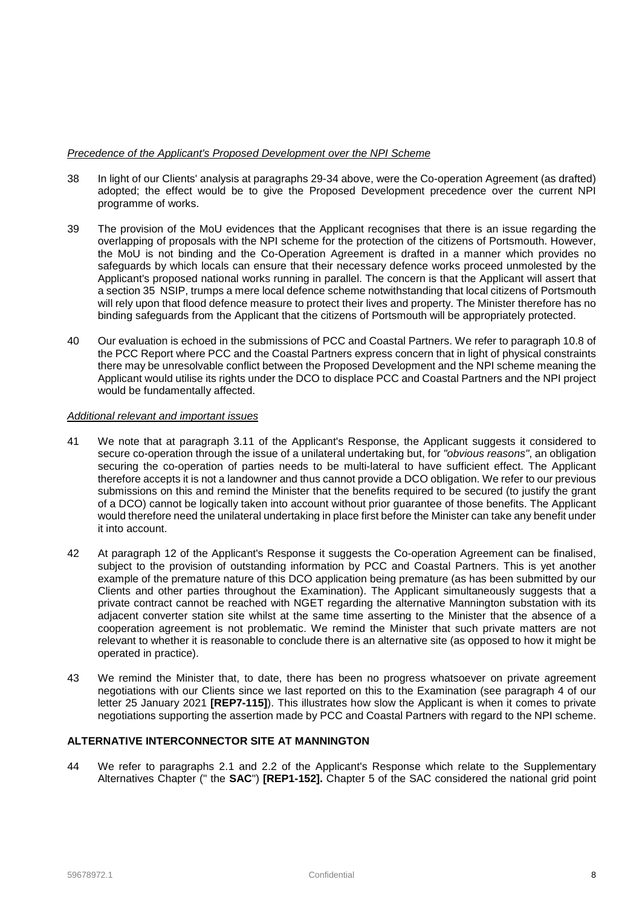*Precedence of the Applicant's Proposed Development over the NPI Scheme*

38 In light of our Clients' analysis at paragraphs 29-34 above, were the Co-operation Agreement (as drafted) adopted; the effect would be to give the Proposed Development precedence over the current NPI programme of works.

39 The provision of the MoU evidences that the Applicant recognises that there is an issue regarding the overlapping of proposals with the NPI scheme for the protection of the citizens of Portsmouth. However, the MoU is not binding and the Co-Operation Agreement is drafted in a manner which provides no safeguards by which locals can ensure that their necessary defence works proceed unmolested by the Applicant's proposed national works running in parallel. The concern is that the Applicant will assert that a section 35 NSIP, trumps a mere local defence scheme notwithstanding that local citizens of Portsmouth will rely upon that flood defence measure to protect their lives and property. The Minister therefore has no binding safeguards from the Applicant that the citizens of Portsmouth will be appropriately protected.

40 Our evaluation is echoed in the submissions of PCC and Coastal Partners. We refer to paragraph 10.8 of the PCC Report where PCC and the Coastal Partners express concern that in light of physical constraints there may be unresolvable conflict between the Proposed Development and the NPI scheme meaning the Applicant would utilise its rights under the DCO to displace PCC and Coastal Partners and the NPI project would be fundamentally affected.

*Additional relevant and important issues*

41 We note that at paragraph 3.11 of the Applicant's Response, the Applicant suggests it considered to secure co-operation through the issue of a unilateral undertaking but, for *"obvious reasons"*, an obligation securing the co-operation of parties needs to be multi-lateral to have sufficient effect. The Applicant therefore accepts it is not a landowner and thus cannot provide a DCO obligation. We refer to our previous submissions on this and remind the Minister that the benefits required to be secured (to justify the grant of a DCO) cannot be logically taken into account without prior guarantee of those benefits. The Applicant would therefore need the unilateral undertaking in place first before the Minister can take any benefit under it into account.

42 At paragraph 12 of the Applicant's Response it suggests the Co-operation Agreement can be finalised, subject to the provision of outstanding information by PCC and Coastal Partners. This is yet another example of the premature nature of this DCO application being premature (as has been submitted by our Clients and other parties throughout the Examination). The Applicant simultaneously suggests that a private contract cannot be reached with NGET regarding the alternative Mannington substation with its adjacent converter station site whilst at the same time asserting to the Minister that the absence of a cooperation agreement is not problematic. We remind the Minister that such private matters are not relevant to whether it is reasonable to conclude there is an alternative site (as opposed to how it might be operated in practice).

43 We remind the Minister that, to date, there has been no progress whatsoever on private agreement negotiations with our Clients since we last reported on this to the Examination (see paragraph 4 of our letter 25 January 2021 **[REP7-115]**). This illustrates how slow the Applicant is when it comes to private negotiations supporting the assertion made by PCC and Coastal Partners with regard to the NPI scheme.

## ALTERNATIVE INTERCONNECTOR SITE AT MANNINGTON

44 We refer to paragraphs 2.1 and 2.2 of the Applicant's Response which relate to the Supplementary Alternatives Chapter (" the **SAC**") **[REP1-152].** Chapter 5 of the SAC considered the national grid point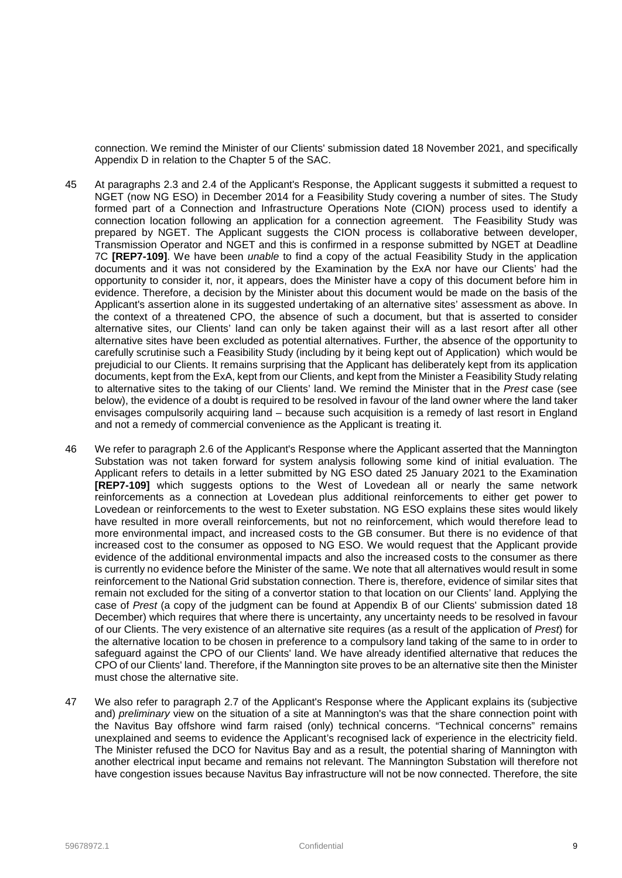connection. We remind the Minister of our Clients' submission dated 18 November 2021, and specifically Appendix D in relation to the Chapter 5 of the SAC.

45 At paragraphs 2.3 and 2.4 of the Applicant's Response, the Applicant suggests it submitted a request to NGET (now NG ESO) in December 2014 for a Feasibility Study covering a number of sites. The Study formed part of a Connection and Infrastructure Operations Note (CION) process used to identify a connection location following an application for a connection agreement. The Feasibility Study was prepared by NGET. The Applicant suggests the CION process is collaborative between developer, Transmission Operator and NGET and this is confirmed in a response submitted by NGET at Deadline 7C **[REP7-109]**. We have been *unable* to find a copy of the actual Feasibility Study in the application documents and it was not considered by the Examination by the ExA nor have our Clients' had the opportunity to consider it, nor, it appears, does the Minister have a copy of this document before him in evidence. Therefore, a decision by the Minister about this document would be made on the basis of the Applicant's assertion alone in its suggested undertaking of an alternative sites' assessment as above. In the context of a threatened CPO, the absence of such a document, but that is asserted to consider alternative sites, our Clients' land can only be taken against their will as a last resort after all other alternative sites have been excluded as potential alternatives. Further, the absence of the opportunity to carefully scrutinise such a Feasibility Study (including by it being kept out of Application) which would be prejudicial to our Clients. It remains surprising that the Applicant has deliberately kept from its application documents, kept from the ExA, kept from our Clients, and kept from the Minister a Feasibility Study relating to alternative sites to the taking of our Clients' land. We remind the Minister that in the *Prest* case (see below), the evidence of a doubt is required to be resolved in favour of the land owner where the land taker envisages compulsorily acquiring land – because such acquisition is a remedy of last resort in England and not a remedy of commercial convenience as the Applicant is treating it.

46 We refer to paragraph 2.6 of the Applicant's Response where the Applicant asserted that the Mannington Substation was not taken forward for system analysis following some kind of initial evaluation. The Applicant refers to details in a letter submitted by NG ESO dated 25 January 2021 to the Examination **[REP7-109]** which suggests options to the West of Lovedean all or nearly the same network reinforcements as a connection at Lovedean plus additional reinforcements to either get power to Lovedean or reinforcements to the west to Exeter substation. NG ESO explains these sites would likely have resulted in more overall reinforcements, but not no reinforcement, which would therefore lead to more environmental impact, and increased costs to the GB consumer. But there is no evidence of that increased cost to the consumer as opposed to NG ESO. We would request that the Applicant provide evidence of the additional environmental impacts and also the increased costs to the consumer as there is currently no evidence before the Minister of the same. We note that all alternatives would result in some reinforcement to the National Grid substation connection. There is, therefore, evidence of similar sites that remain not excluded for the siting of a convertor station to that location on our Clients' land. Applying the case of *Prest* (a copy of the judgment can be found at Appendix B of our Clients' submission dated 18 December) which requires that where there is uncertainty, any uncertainty needs to be resolved in favour of our Clients. The very existence of an alternative site requires (as a result of the application of *Prest*) for the alternative location to be chosen in preference to a compulsory land taking of the same to in order to safeguard against the CPO of our Clients' land. We have already identified alternative that reduces the CPO of our Clients' land. Therefore, if the Mannington site proves to be an alternative site then the Minister must chose the alternative site.

47 We also refer to paragraph 2.7 of the Applicant's Response where the Applicant explains its (subjective and) *preliminary* view on the situation of a site at Mannington's was that the share connection point with the Navitus Bay offshore wind farm raised (only) technical concerns. "Technical concerns" remains unexplained and seems to evidence the Applicant's recognised lack of experience in the electricity field. The Minister refused the DCO for Navitus Bay and as a result, the potential sharing of Mannington with another electrical input became and remains not relevant. The Mannington Substation will therefore not have congestion issues because Navitus Bay infrastructure will not be now connected. Therefore, the site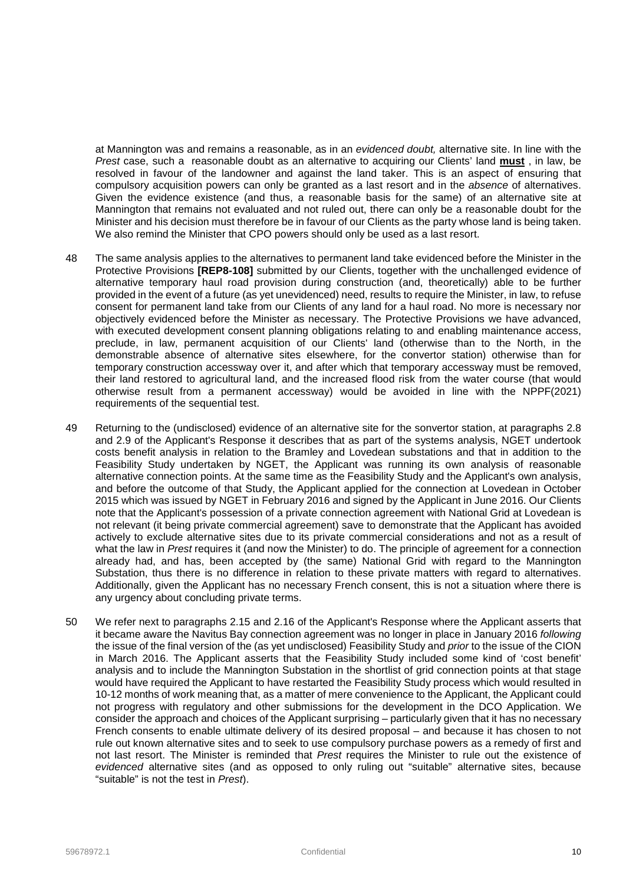at Mannington was and remains a reasonable, as in an *evidenced doubt,* alternative site. In line with the *Prest* case, such a reasonable doubt as an alternative to acquiring our Clients' land **must** , in law, be resolved in favour of the landowner and against the land taker. This is an aspect of ensuring that compulsory acquisition powers can only be granted as a last resort and in the *absence* of alternatives. Given the evidence existence (and thus, a reasonable basis for the same) of an alternative site at Mannington that remains not evaluated and not ruled out, there can only be a reasonable doubt for the Minister and his decision must therefore be in favour of our Clients as the party whose land is being taken. We also remind the Minister that CPO powers should only be used as a last resort.

48 The same analysis applies to the alternatives to permanent land take evidenced before the Minister in the Protective Provisions **[REP8-108]** submitted by our Clients, together with the unchallenged evidence of alternative temporary haul road provision during construction (and, theoretically) able to be further provided in the event of a future (as yet unevidenced) need, results to require the Minister, in law, to refuse consent for permanent land take from our Clients of any land for a haul road. No more is necessary nor objectively evidenced before the Minister as necessary. The Protective Provisions we have advanced, with executed development consent planning obligations relating to and enabling maintenance access, preclude, in law, permanent acquisition of our Clients' land (otherwise than to the North, in the demonstrable absence of alternative sites elsewhere, for the convertor station) otherwise than for temporary construction accessway over it, and after which that temporary accessway must be removed, their land restored to agricultural land, and the increased flood risk from the water course (that would otherwise result from a permanent accessway) would be avoided in line with the NPPF(2021) requirements of the sequential test.

49 Returning to the (undisclosed) evidence of an alternative site for the sonvertor station, at paragraphs 2.8 and 2.9 of the Applicant's Response it describes that as part of the systems analysis, NGET undertook costs benefit analysis in relation to the Bramley and Lovedean substations and that in addition to the Feasibility Study undertaken by NGET, the Applicant was running its own analysis of reasonable alternative connection points. At the same time as the Feasibility Study and the Applicant's own analysis, and before the outcome of that Study, the Applicant applied for the connection at Lovedean in October 2015 which was issued by NGET in February 2016 and signed by the Applicant in June 2016. Our Clients note that the Applicant's possession of a private connection agreement with National Grid at Lovedean is not relevant (it being private commercial agreement) save to demonstrate that the Applicant has avoided actively to exclude alternative sites due to its private commercial considerations and not as a result of what the law in *Prest* requires it (and now the Minister) to do. The principle of agreement for a connection already had, and has, been accepted by (the same) National Grid with regard to the Mannington Substation, thus there is no difference in relation to these private matters with regard to alternatives. Additionally, given the Applicant has no necessary French consent, this is not a situation where there is any urgency about concluding private terms.

50 We refer next to paragraphs 2.15 and 2.16 of the Applicant's Response where the Applicant asserts that it became aware the Navitus Bay connection agreement was no longer in place in January 2016 *following* the issue of the final version of the (as yet undisclosed) Feasibility Study and *prior* to the issue of the CION in March 2016. The Applicant asserts that the Feasibility Study included some kind of 'cost benefit' analysis and to include the Mannington Substation in the shortlist of grid connection points at that stage would have required the Applicant to have restarted the Feasibility Study process which would resulted in 10-12 months of work meaning that, as a matter of mere convenience to the Applicant, the Applicant could not progress with regulatory and other submissions for the development in the DCO Application. We consider the approach and choices of the Applicant surprising – particularly given that it has no necessary French consents to enable ultimate delivery of its desired proposal – and because it has chosen to not rule out known alternative sites and to seek to use compulsory purchase powers as a remedy of first and not last resort. The Minister is reminded that *Prest* requires the Minister to rule out the existence of *evidenced* alternative sites (and as opposed to only ruling out "suitable" alternative sites, because "suitable" is not the test in *Prest*).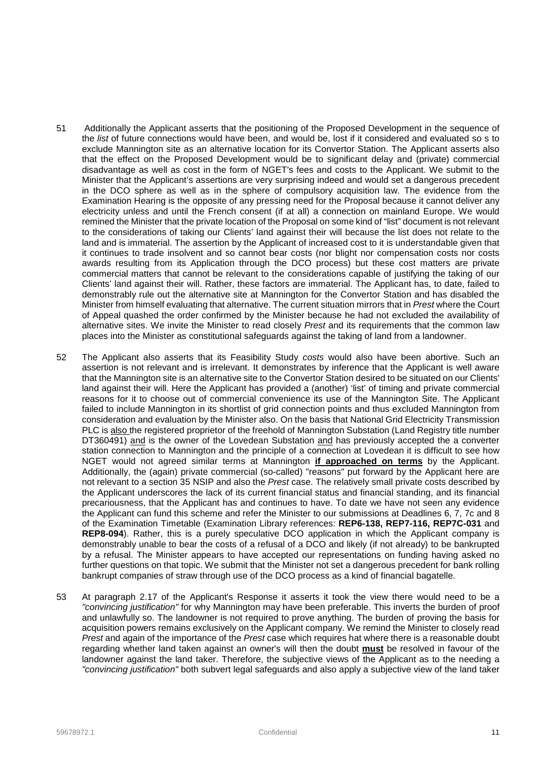51 Additionally the Applicant asserts that the positioning of the Proposed Development in the sequence of the *list* of future connections would have been, and would be, lost if it considered and evaluated so s to exclude Mannington site as an alternative location for its Convertor Station. The Applicant asserts also that the effect on the Proposed Development would be to significant delay and (private) commercial disadvantage as well as cost in the form of NGET's fees and costs to the Applicant. We submit to the Minister that the Applicant's assertions are very surprising indeed and would set a dangerous precedent in the DCO sphere as well as in the sphere of compulsory acquisition law. The evidence from the Examination Hearing is the opposite of any pressing need for the Proposal because it cannot deliver any electricity unless and until the French consent (if at all) a connection on mainland Europe. We would remined the Minister that the private location of the Proposal on some kind of "list" document is not relevant to the considerations of taking our Clients' land against their will because the list does not relate to the land and is immaterial. The assertion by the Applicant of increased cost to it is understandable given that it continues to trade insolvent and so cannot bear costs (nor blight nor compensation costs nor costs awards resulting from its Application through the DCO process) but these cost matters are private commercial matters that cannot be relevant to the considerations capable of justifying the taking of our Clients' land against their will. Rather, these factors are immaterial. The Applicant has, to date, failed to demonstrably rule out the alternative site at Mannington for the Convertor Station and has disabled the Minister from himself evaluating that alternative. The current situation mirrors that in *Prest* where the Court of Appeal quashed the order confirmed by the Minister because he had not excluded the availability of alternative sites. We invite the Minister to read closely *Prest* and its requirements that the common law places into the Minister as constitutional safeguards against the taking of land from a landowner.

52 The Applicant also asserts that its Feasibility Study *costs* would also have been abortive. Such an assertion is not relevant and is irrelevant. It demonstrates by inference that the Applicant is well aware that the Mannington site is an alternative site to the Convertor Station desired to be situated on our Clients' land against their will. Here the Applicant has provided a (another) 'list' of timing and private commercial reasons for it to choose out of commercial convenience its use of the Mannington Site. The Applicant failed to include Mannington in its shortlist of grid connection points and thus excluded Mannington from consideration and evaluation by the Minister also. On the basis that National Grid Electricity Transmission PLC is also the registered proprietor of the freehold of Mannington Substation (Land Registry title number DT360491) and is the owner of the Lovedean Substation and has previously accepted the a converter station connection to Mannington and the principle of a connection at Lovedean it is difficult to see how NGET would not agreed similar terms at Mannington **if approached on terms** by the Applicant. Additionally, the (again) private commercial (so-called) "reasons" put forward by the Applicant here are not relevant to a section 35 NSIP and also the *Prest* case. The relatively small private costs described by the Applicant underscores the lack of its current financial status and financial standing, and its financial precariousness, that the Applicant has and continues to have. To date we have not seen any evidence the Applicant can fund this scheme and refer the Minister to our submissions at Deadlines 6, 7, 7c and 8 of the Examination Timetable (Examination Library references: **REP6-138, REP7-116, REP7C-031** and **REP8-094**). Rather, this is a purely speculative DCO application in which the Applicant company is demonstrably unable to bear the costs of a refusal of a DCO and likely (if not already) to be bankrupted by a refusal. The Minister appears to have accepted our representations on funding having asked no further questions on that topic. We submit that the Minister not set a dangerous precedent for bank rolling bankrupt companies of straw through use of the DCO process as a kind of financial bagatelle.

53 At paragraph 2.17 of the Applicant's Response it asserts it took the view there would need to be a *"convincing justification"* for why Mannington may have been preferable. This inverts the burden of proof and unlawfully so. The landowner is not required to prove anything. The burden of proving the basis for acquisition powers remains exclusively on the Applicant company. We remind the Minister to closely read *Prest* and again of the importance of the *Prest* case which requires hat where there is a reasonable doubt regarding whether land taken against an owner's will then the doubt **must** be resolved in favour of the landowner against the land taker. Therefore, the subjective views of the Applicant as to the needing a *"convincing justification"* both subvert legal safeguards and also apply a subjective view of the land taker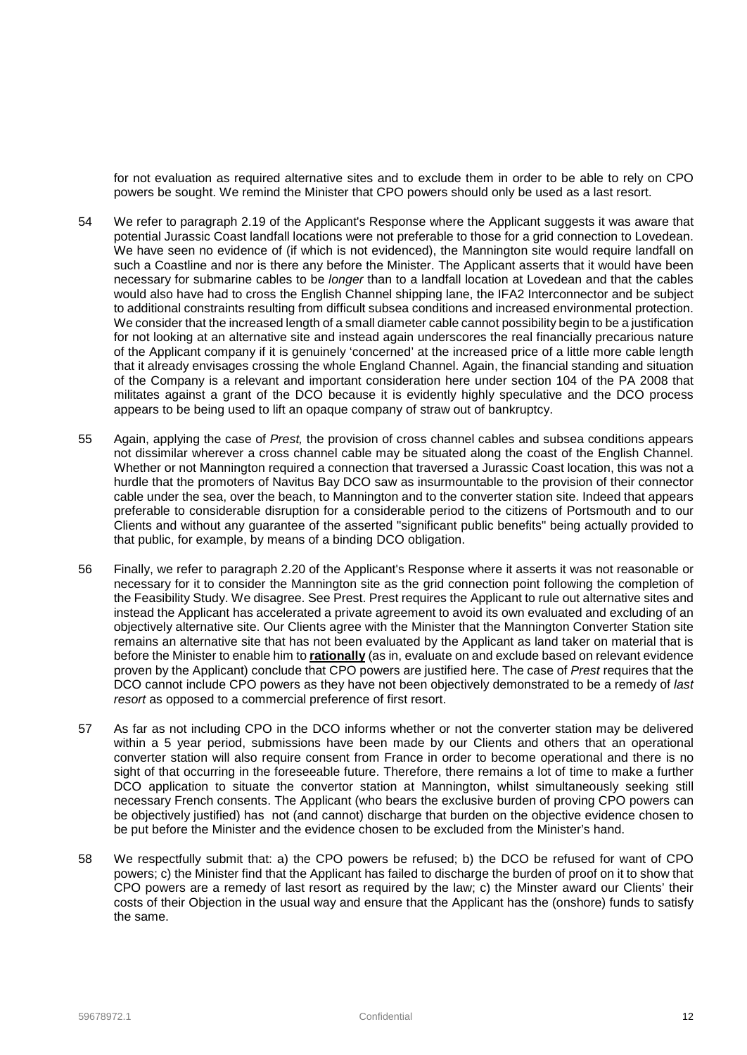for not evaluation as required alternative sites and to exclude them in order to be able to rely on CPO powers be sought. We remind the Minister that CPO powers should only be used as a last resort.

54 We refer to paragraph 2.19 of the Applicant's Response where the Applicant suggests it was aware that potential Jurassic Coast landfall locations were not preferable to those for a grid connection to Lovedean. We have seen no evidence of (if which is not evidenced), the Mannington site would require landfall on such a Coastline and nor is there any before the Minister. The Applicant asserts that it would have been necessary for submarine cables to be *longer* than to a landfall location at Lovedean and that the cables would also have had to cross the English Channel shipping lane, the IFA2 Interconnector and be subject to additional constraints resulting from difficult subsea conditions and increased environmental protection. We consider that the increased length of a small diameter cable cannot possibility begin to be a justification for not looking at an alternative site and instead again underscores the real financially precarious nature of the Applicant company if it is genuinely 'concerned' at the increased price of a little more cable length that it already envisages crossing the whole England Channel. Again, the financial standing and situation of the Company is a relevant and important consideration here under section 104 of the PA 2008 that militates against a grant of the DCO because it is evidently highly speculative and the DCO process appears to be being used to lift an opaque company of straw out of bankruptcy.

55 Again, applying the case of *Prest,* the provision of cross channel cables and subsea conditions appears not dissimilar wherever a cross channel cable may be situated along the coast of the English Channel. Whether or not Mannington required a connection that traversed a Jurassic Coast location, this was not a hurdle that the promoters of Navitus Bay DCO saw as insurmountable to the provision of their connector cable under the sea, over the beach, to Mannington and to the converter station site. Indeed that appears preferable to considerable disruption for a considerable period to the citizens of Portsmouth and to our Clients and without any guarantee of the asserted "significant public benefits" being actually provided to that public, for example, by means of a binding DCO obligation.

56 Finally, we refer to paragraph 2.20 of the Applicant's Response where it asserts it was not reasonable or necessary for it to consider the Mannington site as the grid connection point following the completion of the Feasibility Study. We disagree. See Prest. Prest requires the Applicant to rule out alternative sites and instead the Applicant has accelerated a private agreement to avoid its own evaluated and excluding of an objectively alternative site. Our Clients agree with the Minister that the Mannington Converter Station site remains an alternative site that has not been evaluated by the Applicant as land taker on material that is before the Minister to enable him to **rationally** (as in, evaluate on and exclude based on relevant evidence proven by the Applicant) conclude that CPO powers are justified here. The case of *Prest* requires that the DCO cannot include CPO powers as they have not been objectively demonstrated to be a remedy of *last resort* as opposed to a commercial preference of first resort.

57 As far as not including CPO in the DCO informs whether or not the converter station may be delivered within a 5 year period, submissions have been made by our Clients and others that an operational converter station will also require consent from France in order to become operational and there is no sight of that occurring in the foreseeable future. Therefore, there remains a lot of time to make a further DCO application to situate the convertor station at Mannington, whilst simultaneously seeking still necessary French consents. The Applicant (who bears the exclusive burden of proving CPO powers can be objectively justified) has not (and cannot) discharge that burden on the objective evidence chosen to be put before the Minister and the evidence chosen to be excluded from the Minister's hand.

58 We respectfully submit that: a) the CPO powers be refused; b) the DCO be refused for want of CPO powers; c) the Minister find that the Applicant has failed to discharge the burden of proof on it to show that CPO powers are a remedy of last resort as required by the law; c) the Minster award our Clients' their costs of their Objection in the usual way and ensure that the Applicant has the (onshore) funds to satisfy the same.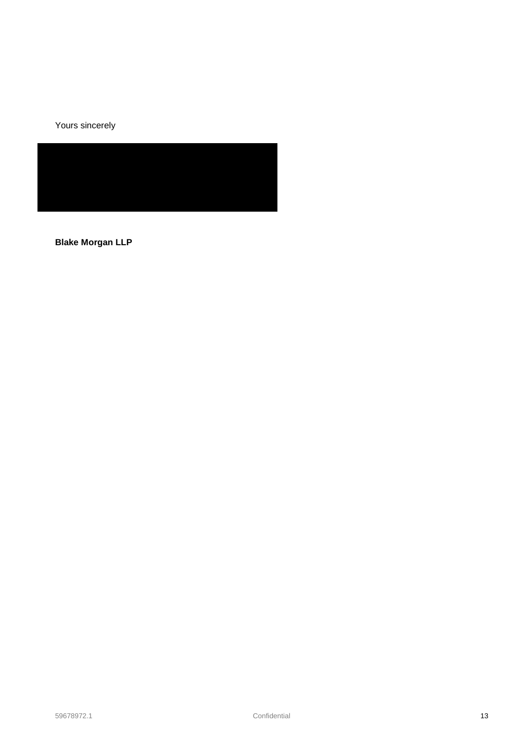Yours sincerely

**Blake Morgan LLP**